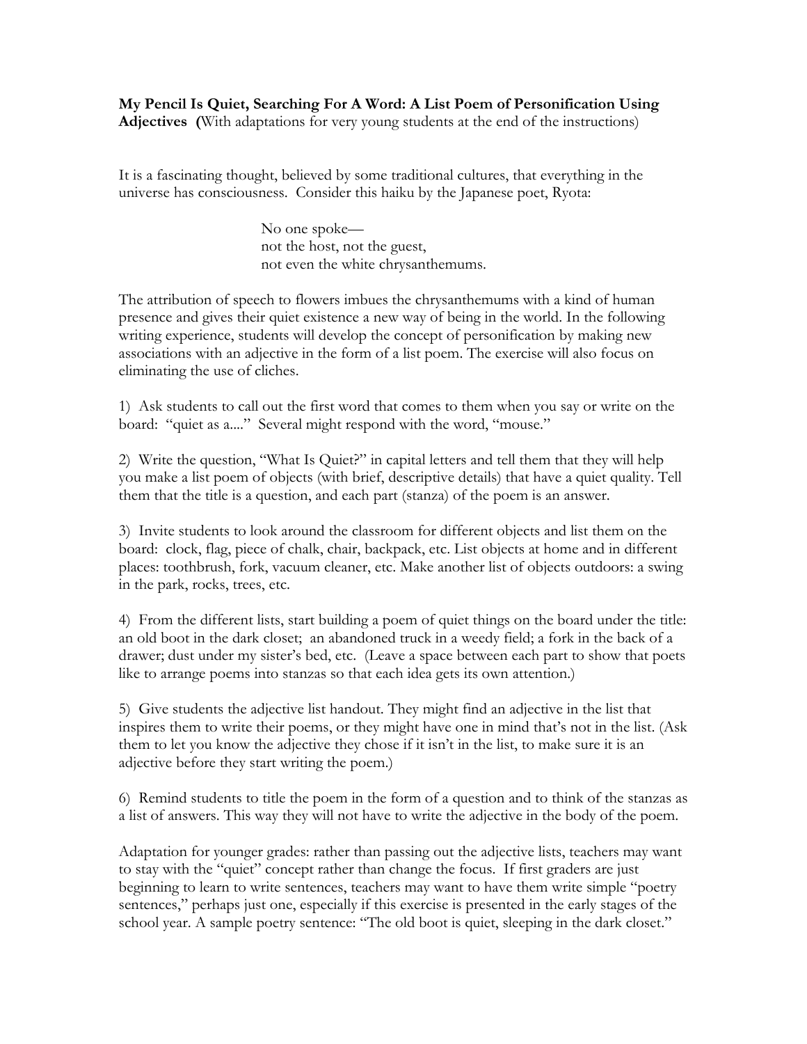**My Pencil Is Quiet, Searching For A Word: A List Poem of Personification Using Adjectives (**With adaptations for very young students at the end of the instructions)

It is a fascinating thought, believed by some traditional cultures, that everything in the universe has consciousness. Consider this haiku by the Japanese poet, Ryota:

> No one spoke—
> not the host, not the guest,
> not even the white chrysanthemums.

The attribution of speech to flowers imbues the chrysanthemums with a kind of human presence and gives their quiet existence a new way of being in the world. In the following writing experience, students will develop the concept of personification by making new associations with an adjective in the form of a list poem. The exercise will also focus on eliminating the use of cliches.

1) Ask students to call out the first word that comes to them when you say or write on the board: "quiet as a...." Several might respond with the word, "mouse."

2) Write the question, "What Is Quiet?" in capital letters and tell them that they will help you make a list poem of objects (with brief, descriptive details) that have a quiet quality. Tell them that the title is a question, and each part (stanza) of the poem is an answer.

3) Invite students to look around the classroom for different objects and list them on the board: clock, flag, piece of chalk, chair, backpack, etc. List objects at home and in different places: toothbrush, fork, vacuum cleaner, etc. Make another list of objects outdoors: a swing in the park, rocks, trees, etc.

4) From the different lists, start building a poem of quiet things on the board under the title: an old boot in the dark closet; an abandoned truck in a weedy field; a fork in the back of a drawer; dust under my sister's bed, etc. (Leave a space between each part to show that poets like to arrange poems into stanzas so that each idea gets its own attention.)

5) Give students the adjective list handout. They might find an adjective in the list that inspires them to write their poems, or they might have one in mind that's not in the list. (Ask them to let you know the adjective they chose if it isn't in the list, to make sure it is an adjective before they start writing the poem.)

6) Remind students to title the poem in the form of a question and to think of the stanzas as a list of answers. This way they will not have to write the adjective in the body of the poem.

Adaptation for younger grades: rather than passing out the adjective lists, teachers may want to stay with the "quiet" concept rather than change the focus. If first graders are just beginning to learn to write sentences, teachers may want to have them write simple "poetry sentences," perhaps just one, especially if this exercise is presented in the early stages of the school year. A sample poetry sentence: "The old boot is quiet, sleeping in the dark closet."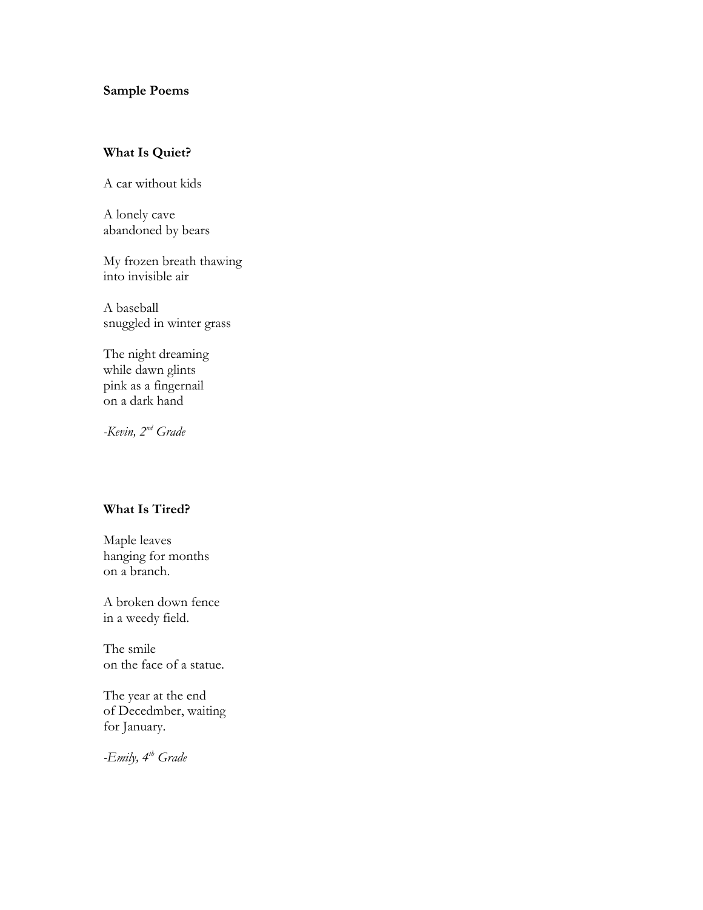**Sample Poems**

**What Is Quiet?**

A car without kids

A lonely cave  
abandoned by bears

My frozen breath thawing  
into invisible air

A baseball  
snuggled in winter grass

The night dreaming  
while dawn glints  
pink as a fingernail  
on a dark hand

*-Kevin, 2nd Grade*

**What Is Tired?**

Maple leaves  
hanging for months  
on a branch.

A broken down fence  
in a weedy field.

The smile  
on the face of a statue.

The year at the end  
of Decedmber, waiting  
for January.

*-Emily, 4th Grade*